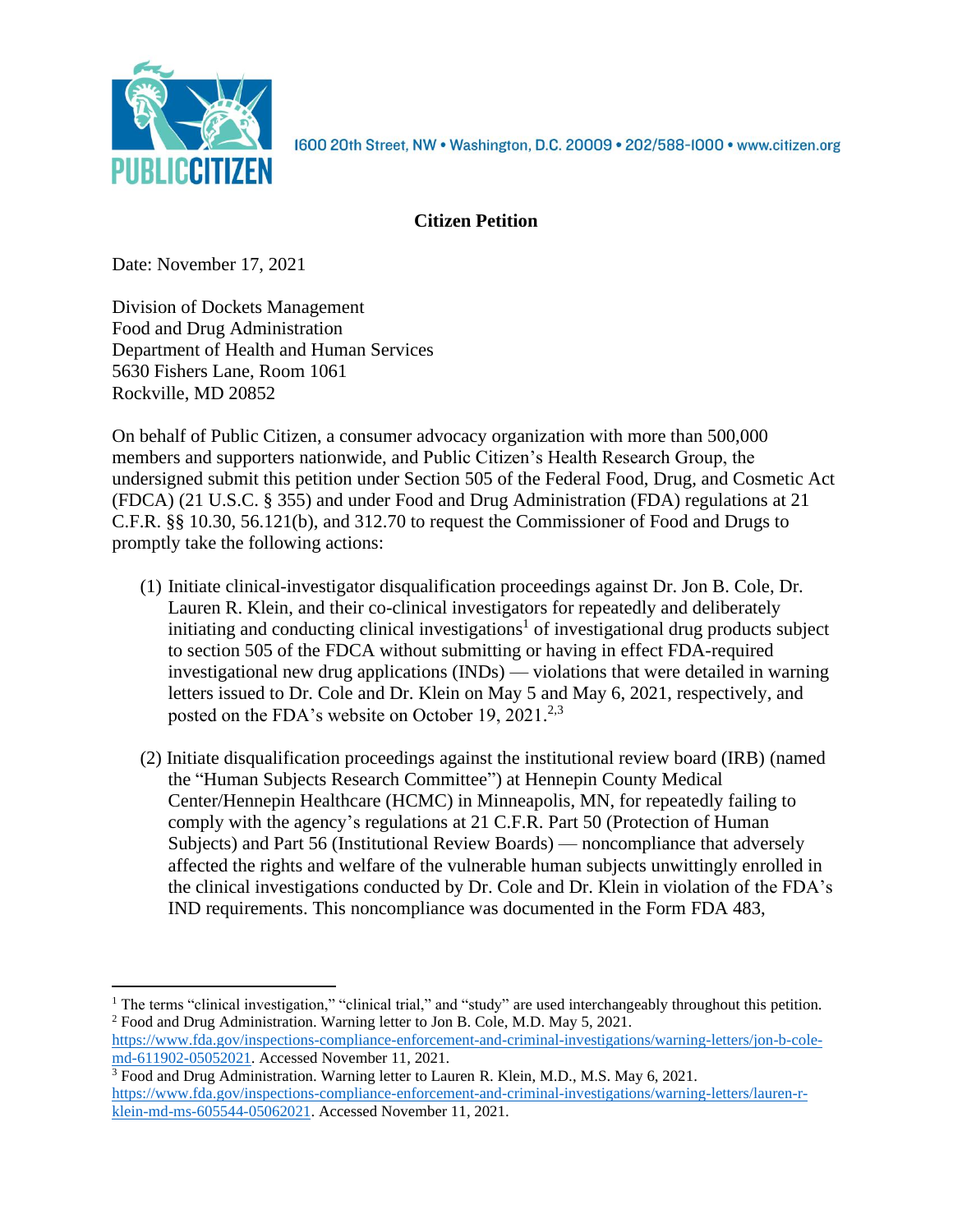PUBLIC CITIZEN

1600 20th Street, NW • Washington, D.C. 20009 • 202/588-1000 • www.citizen.org

**Citizen Petition**

Date: November 17, 2021

Division of Dockets Management
Food and Drug Administration
Department of Health and Human Services
5630 Fishers Lane, Room 1061
Rockville, MD 20852

On behalf of Public Citizen, a consumer advocacy organization with more than 500,000 members and supporters nationwide, and Public Citizen's Health Research Group, the undersigned submit this petition under Section 505 of the Federal Food, Drug, and Cosmetic Act (FDCA) (21 U.S.C. § 355) and under Food and Drug Administration (FDA) regulations at 21 C.F.R. §§ 10.30, 56.121(b), and 312.70 to request the Commissioner of Food and Drugs to promptly take the following actions:

(1) Initiate clinical-investigator disqualification proceedings against Dr. Jon B. Cole, Dr. Lauren R. Klein, and their co-clinical investigators for repeatedly and deliberately initiating and conducting clinical investigations[1] of investigational drug products subject to section 505 of the FDCA without submitting or having in effect FDA-required investigational new drug applications (INDs) — violations that were detailed in warning letters issued to Dr. Cole and Dr. Klein on May 5 and May 6, 2021, respectively, and posted on the FDA's website on October 19, 2021.[2,3]

(2) Initiate disqualification proceedings against the institutional review board (IRB) (named the "Human Subjects Research Committee") at Hennepin County Medical Center/Hennepin Healthcare (HCMC) in Minneapolis, MN, for repeatedly failing to comply with the agency's regulations at 21 C.F.R. Part 50 (Protection of Human Subjects) and Part 56 (Institutional Review Boards) — noncompliance that adversely affected the rights and welfare of the vulnerable human subjects unwittingly enrolled in the clinical investigations conducted by Dr. Cole and Dr. Klein in violation of the FDA's IND requirements. This noncompliance was documented in the Form FDA 483,

---

[1] The terms "clinical investigation," "clinical trial," and "study" are used interchangeably throughout this petition.

[2] Food and Drug Administration. Warning letter to Jon B. Cole, M.D. May 5, 2021. https://www.fda.gov/inspections-compliance-enforcement-and-criminal-investigations/warning-letters/jon-b-cole-md-611902-05052021. Accessed November 11, 2021.

[3] Food and Drug Administration. Warning letter to Lauren R. Klein, M.D., M.S. May 6, 2021. https://www.fda.gov/inspections-compliance-enforcement-and-criminal-investigations/warning-letters/lauren-r-klein-md-ms-605544-05062021. Accessed November 11, 2021.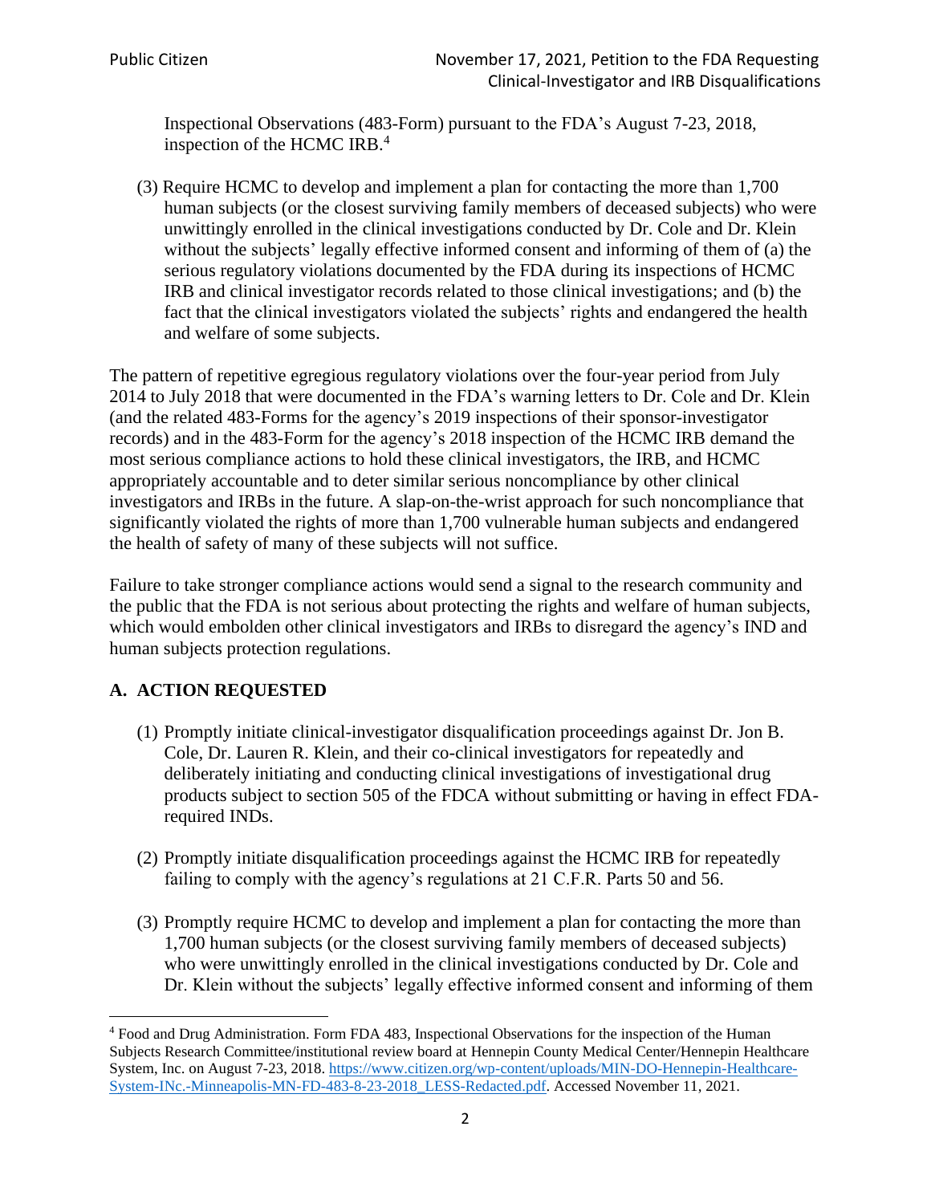Inspectional Observations (483-Form) pursuant to the FDA's August 7-23, 2018, inspection of the HCMC IRB.[4]

(3) Require HCMC to develop and implement a plan for contacting the more than 1,700 human subjects (or the closest surviving family members of deceased subjects) who were unwittingly enrolled in the clinical investigations conducted by Dr. Cole and Dr. Klein without the subjects' legally effective informed consent and informing of them of (a) the serious regulatory violations documented by the FDA during its inspections of HCMC IRB and clinical investigator records related to those clinical investigations; and (b) the fact that the clinical investigators violated the subjects' rights and endangered the health and welfare of some subjects.

The pattern of repetitive egregious regulatory violations over the four-year period from July 2014 to July 2018 that were documented in the FDA's warning letters to Dr. Cole and Dr. Klein (and the related 483-Forms for the agency's 2019 inspections of their sponsor-investigator records) and in the 483-Form for the agency's 2018 inspection of the HCMC IRB demand the most serious compliance actions to hold these clinical investigators, the IRB, and HCMC appropriately accountable and to deter similar serious noncompliance by other clinical investigators and IRBs in the future. A slap-on-the-wrist approach for such noncompliance that significantly violated the rights of more than 1,700 vulnerable human subjects and endangered the health of safety of many of these subjects will not suffice.

Failure to take stronger compliance actions would send a signal to the research community and the public that the FDA is not serious about protecting the rights and welfare of human subjects, which would embolden other clinical investigators and IRBs to disregard the agency's IND and human subjects protection regulations.

## A. ACTION REQUESTED

(1) Promptly initiate clinical-investigator disqualification proceedings against Dr. Jon B. Cole, Dr. Lauren R. Klein, and their co-clinical investigators for repeatedly and deliberately initiating and conducting clinical investigations of investigational drug products subject to section 505 of the FDCA without submitting or having in effect FDA-required INDs.

(2) Promptly initiate disqualification proceedings against the HCMC IRB for repeatedly failing to comply with the agency's regulations at 21 C.F.R. Parts 50 and 56.

(3) Promptly require HCMC to develop and implement a plan for contacting the more than 1,700 human subjects (or the closest surviving family members of deceased subjects) who were unwittingly enrolled in the clinical investigations conducted by Dr. Cole and Dr. Klein without the subjects' legally effective informed consent and informing of them

[4] Food and Drug Administration. Form FDA 483, Inspectional Observations for the inspection of the Human Subjects Research Committee/institutional review board at Hennepin County Medical Center/Hennepin Healthcare System, Inc. on August 7-23, 2018. https://www.citizen.org/wp-content/uploads/MIN-DO-Hennepin-Healthcare-System-INc.-Minneapolis-MN-FD-483-8-23-2018_LESS-Redacted.pdf. Accessed November 11, 2021.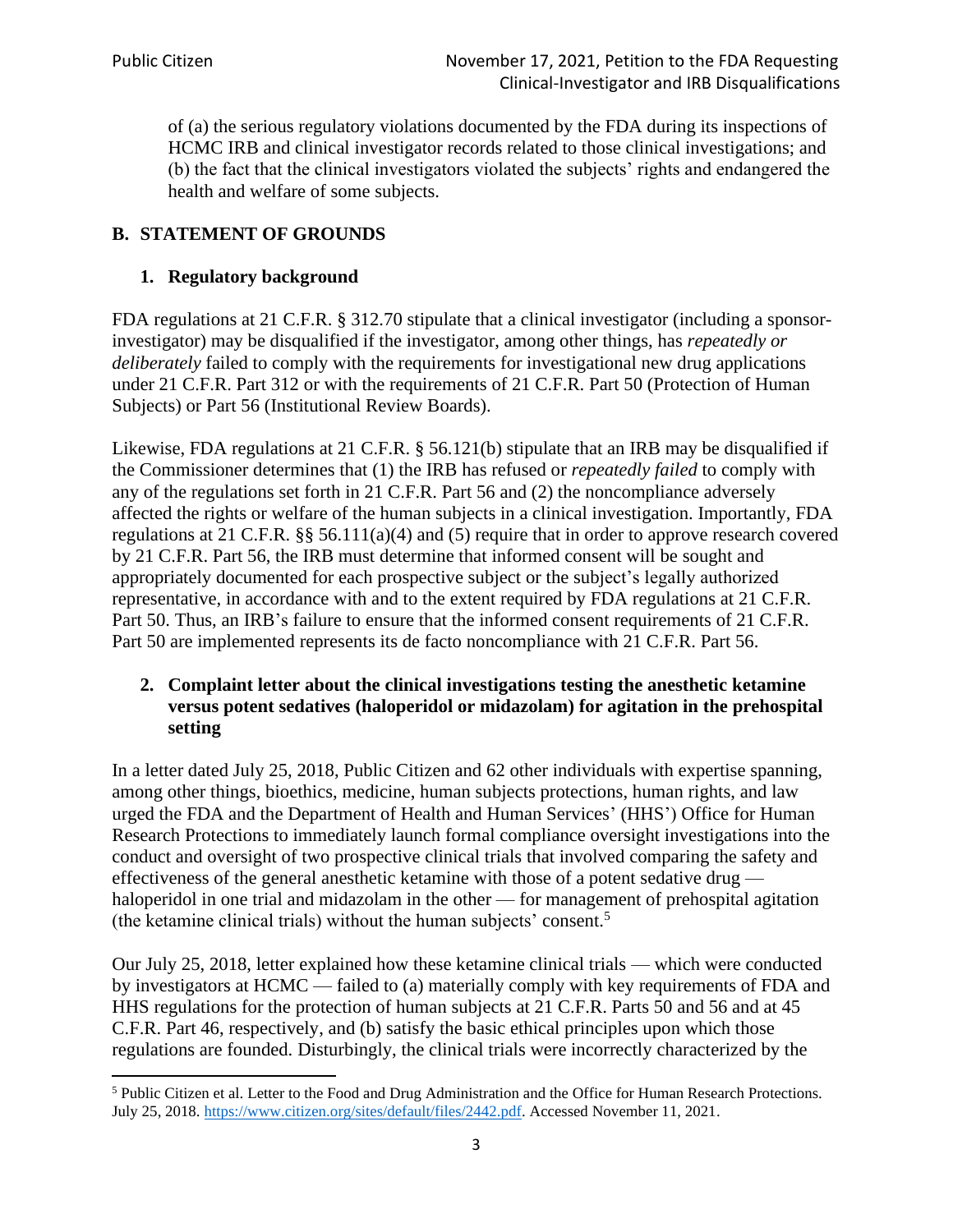of (a) the serious regulatory violations documented by the FDA during its inspections of HCMC IRB and clinical investigator records related to those clinical investigations; and (b) the fact that the clinical investigators violated the subjects' rights and endangered the health and welfare of some subjects.

## B. STATEMENT OF GROUNDS

### 1. Regulatory background

FDA regulations at 21 C.F.R. § 312.70 stipulate that a clinical investigator (including a sponsor-investigator) may be disqualified if the investigator, among other things, has *repeatedly or deliberately* failed to comply with the requirements for investigational new drug applications under 21 C.F.R. Part 312 or with the requirements of 21 C.F.R. Part 50 (Protection of Human Subjects) or Part 56 (Institutional Review Boards).

Likewise, FDA regulations at 21 C.F.R. § 56.121(b) stipulate that an IRB may be disqualified if the Commissioner determines that (1) the IRB has refused or *repeatedly failed* to comply with any of the regulations set forth in 21 C.F.R. Part 56 and (2) the noncompliance adversely affected the rights or welfare of the human subjects in a clinical investigation. Importantly, FDA regulations at 21 C.F.R. §§ 56.111(a)(4) and (5) require that in order to approve research covered by 21 C.F.R. Part 56, the IRB must determine that informed consent will be sought and appropriately documented for each prospective subject or the subject's legally authorized representative, in accordance with and to the extent required by FDA regulations at 21 C.F.R. Part 50. Thus, an IRB's failure to ensure that the informed consent requirements of 21 C.F.R. Part 50 are implemented represents its de facto noncompliance with 21 C.F.R. Part 56.

### 2. Complaint letter about the clinical investigations testing the anesthetic ketamine versus potent sedatives (haloperidol or midazolam) for agitation in the prehospital setting

In a letter dated July 25, 2018, Public Citizen and 62 other individuals with expertise spanning, among other things, bioethics, medicine, human subjects protections, human rights, and law urged the FDA and the Department of Health and Human Services' (HHS') Office for Human Research Protections to immediately launch formal compliance oversight investigations into the conduct and oversight of two prospective clinical trials that involved comparing the safety and effectiveness of the general anesthetic ketamine with those of a potent sedative drug — haloperidol in one trial and midazolam in the other — for management of prehospital agitation (the ketamine clinical trials) without the human subjects' consent.[5]

Our July 25, 2018, letter explained how these ketamine clinical trials — which were conducted by investigators at HCMC — failed to (a) materially comply with key requirements of FDA and HHS regulations for the protection of human subjects at 21 C.F.R. Parts 50 and 56 and at 45 C.F.R. Part 46, respectively, and (b) satisfy the basic ethical principles upon which those regulations are founded. Disturbingly, the clinical trials were incorrectly characterized by the

---

[5] Public Citizen et al. Letter to the Food and Drug Administration and the Office for Human Research Protections. July 25, 2018. https://www.citizen.org/sites/default/files/2442.pdf. Accessed November 11, 2021.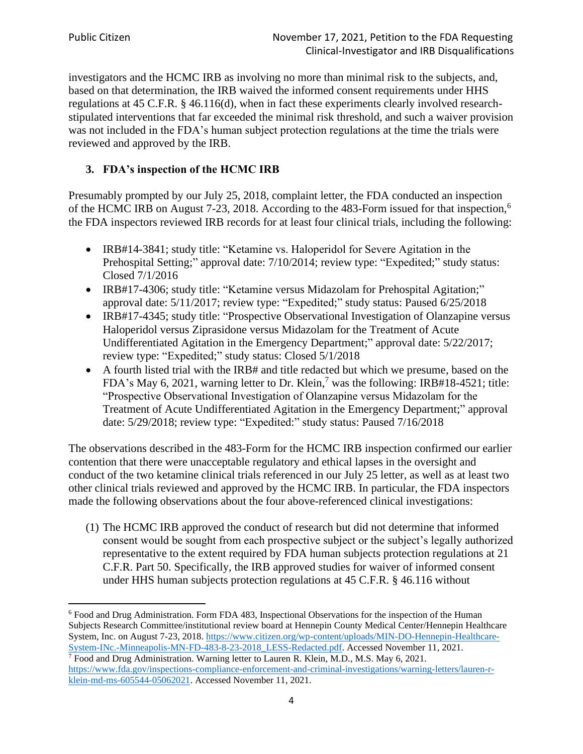investigators and the HCMC IRB as involving no more than minimal risk to the subjects, and, based on that determination, the IRB waived the informed consent requirements under HHS regulations at 45 C.F.R. § 46.116(d), when in fact these experiments clearly involved research-stipulated interventions that far exceeded the minimal risk threshold, and such a waiver provision was not included in the FDA's human subject protection regulations at the time the trials were reviewed and approved by the IRB.

### 3. FDA's inspection of the HCMC IRB

Presumably prompted by our July 25, 2018, complaint letter, the FDA conducted an inspection of the HCMC IRB on August 7-23, 2018. According to the 483-Form issued for that inspection,[6] the FDA inspectors reviewed IRB records for at least four clinical trials, including the following:

- IRB#14-3841; study title: "Ketamine vs. Haloperidol for Severe Agitation in the Prehospital Setting;" approval date: 7/10/2014; review type: "Expedited;" study status: Closed 7/1/2016
- IRB#17-4306; study title: "Ketamine versus Midazolam for Prehospital Agitation;" approval date: 5/11/2017; review type: "Expedited;" study status: Paused 6/25/2018
- IRB#17-4345; study title: "Prospective Observational Investigation of Olanzapine versus Haloperidol versus Ziprasidone versus Midazolam for the Treatment of Acute Undifferentiated Agitation in the Emergency Department;" approval date: 5/22/2017; review type: "Expedited;" study status: Closed 5/1/2018
- A fourth listed trial with the IRB# and title redacted but which we presume, based on the FDA's May 6, 2021, warning letter to Dr. Klein,[7] was the following: IRB#18-4521; title: "Prospective Observational Investigation of Olanzapine versus Midazolam for the Treatment of Acute Undifferentiated Agitation in the Emergency Department;" approval date: 5/29/2018; review type: "Expedited:" study status: Paused 7/16/2018

The observations described in the 483-Form for the HCMC IRB inspection confirmed our earlier contention that there were unacceptable regulatory and ethical lapses in the oversight and conduct of the two ketamine clinical trials referenced in our July 25 letter, as well as at least two other clinical trials reviewed and approved by the HCMC IRB. In particular, the FDA inspectors made the following observations about the four above-referenced clinical investigations:

(1) The HCMC IRB approved the conduct of research but did not determine that informed consent would be sought from each prospective subject or the subject's legally authorized representative to the extent required by FDA human subjects protection regulations at 21 C.F.R. Part 50. Specifically, the IRB approved studies for waiver of informed consent under HHS human subjects protection regulations at 45 C.F.R. § 46.116 without

---

[6] Food and Drug Administration. Form FDA 483, Inspectional Observations for the inspection of the Human Subjects Research Committee/institutional review board at Hennepin County Medical Center/Hennepin Healthcare System, Inc. on August 7-23, 2018. https://www.citizen.org/wp-content/uploads/MIN-DO-Hennepin-Healthcare-System-INc.-Minneapolis-MN-FD-483-8-23-2018_LESS-Redacted.pdf. Accessed November 11, 2021.

[7] Food and Drug Administration. Warning letter to Lauren R. Klein, M.D., M.S. May 6, 2021. https://www.fda.gov/inspections-compliance-enforcement-and-criminal-investigations/warning-letters/lauren-r-klein-md-ms-605544-05062021. Accessed November 11, 2021.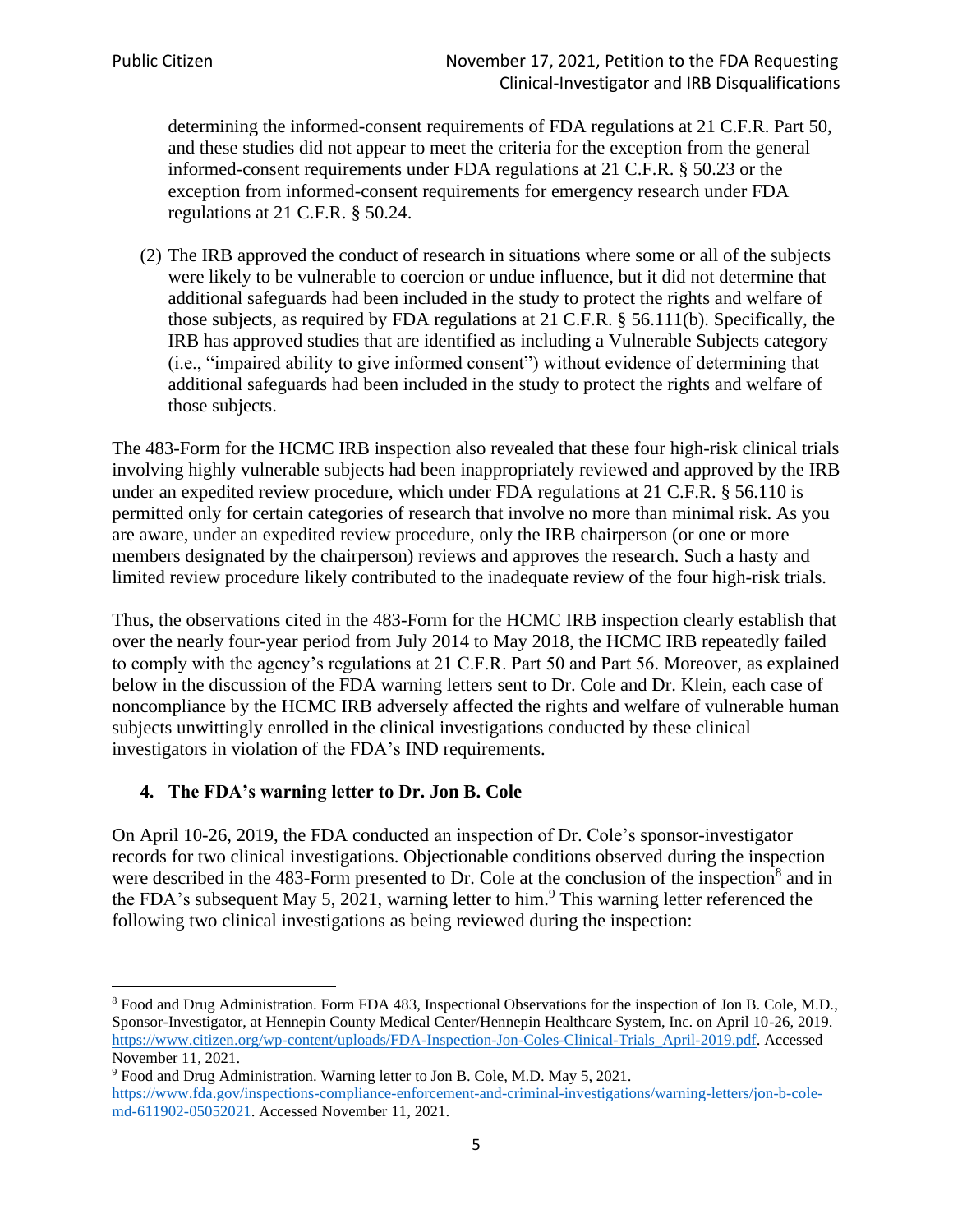determining the informed-consent requirements of FDA regulations at 21 C.F.R. Part 50, and these studies did not appear to meet the criteria for the exception from the general informed-consent requirements under FDA regulations at 21 C.F.R. § 50.23 or the exception from informed-consent requirements for emergency research under FDA regulations at 21 C.F.R. § 50.24.

(2) The IRB approved the conduct of research in situations where some or all of the subjects were likely to be vulnerable to coercion or undue influence, but it did not determine that additional safeguards had been included in the study to protect the rights and welfare of those subjects, as required by FDA regulations at 21 C.F.R. § 56.111(b). Specifically, the IRB has approved studies that are identified as including a Vulnerable Subjects category (i.e., "impaired ability to give informed consent") without evidence of determining that additional safeguards had been included in the study to protect the rights and welfare of those subjects.

The 483-Form for the HCMC IRB inspection also revealed that these four high-risk clinical trials involving highly vulnerable subjects had been inappropriately reviewed and approved by the IRB under an expedited review procedure, which under FDA regulations at 21 C.F.R. § 56.110 is permitted only for certain categories of research that involve no more than minimal risk. As you are aware, under an expedited review procedure, only the IRB chairperson (or one or more members designated by the chairperson) reviews and approves the research. Such a hasty and limited review procedure likely contributed to the inadequate review of the four high-risk trials.

Thus, the observations cited in the 483-Form for the HCMC IRB inspection clearly establish that over the nearly four-year period from July 2014 to May 2018, the HCMC IRB repeatedly failed to comply with the agency's regulations at 21 C.F.R. Part 50 and Part 56. Moreover, as explained below in the discussion of the FDA warning letters sent to Dr. Cole and Dr. Klein, each case of noncompliance by the HCMC IRB adversely affected the rights and welfare of vulnerable human subjects unwittingly enrolled in the clinical investigations conducted by these clinical investigators in violation of the FDA's IND requirements.

### 4. The FDA's warning letter to Dr. Jon B. Cole

On April 10-26, 2019, the FDA conducted an inspection of Dr. Cole's sponsor-investigator records for two clinical investigations. Objectionable conditions observed during the inspection were described in the 483-Form presented to Dr. Cole at the conclusion of the inspection[8] and in the FDA's subsequent May 5, 2021, warning letter to him.[9] This warning letter referenced the following two clinical investigations as being reviewed during the inspection:

---

[8] Food and Drug Administration. Form FDA 483, Inspectional Observations for the inspection of Jon B. Cole, M.D., Sponsor-Investigator, at Hennepin County Medical Center/Hennepin Healthcare System, Inc. on April 10-26, 2019. https://www.citizen.org/wp-content/uploads/FDA-Inspection-Jon-Coles-Clinical-Trials_April-2019.pdf. Accessed November 11, 2021.

[9] Food and Drug Administration. Warning letter to Jon B. Cole, M.D. May 5, 2021. https://www.fda.gov/inspections-compliance-enforcement-and-criminal-investigations/warning-letters/jon-b-cole-md-611902-05052021. Accessed November 11, 2021.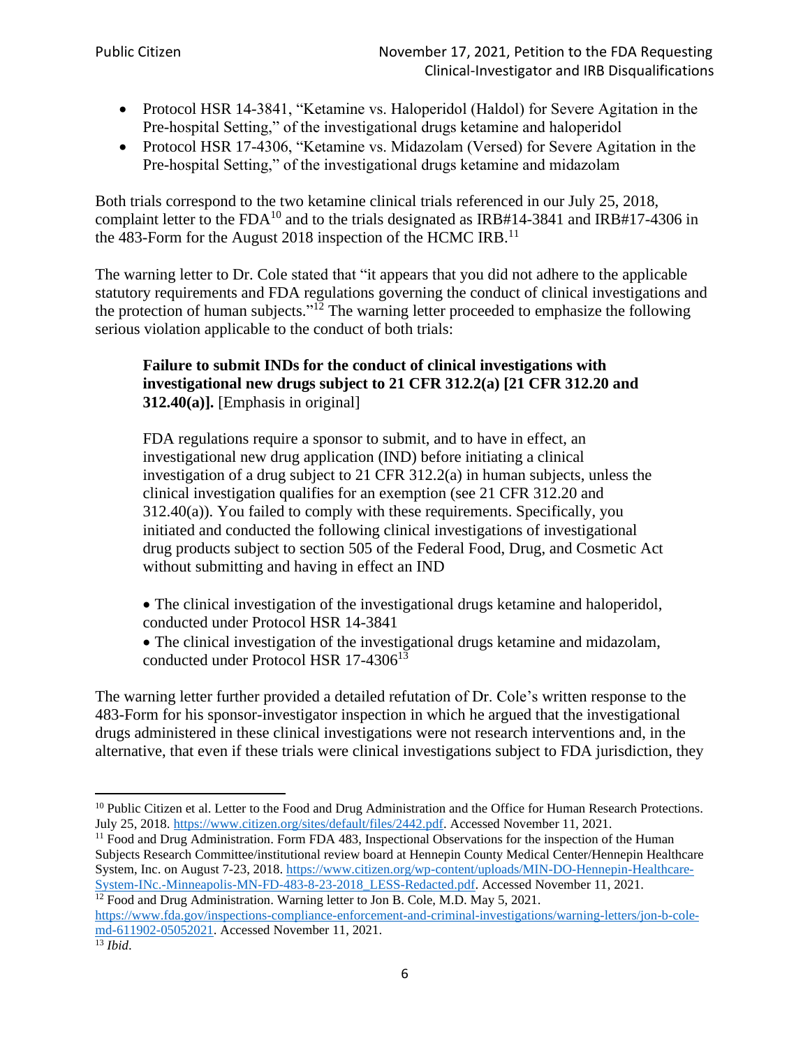- Protocol HSR 14-3841, "Ketamine vs. Haloperidol (Haldol) for Severe Agitation in the Pre-hospital Setting," of the investigational drugs ketamine and haloperidol
- Protocol HSR 17-4306, "Ketamine vs. Midazolam (Versed) for Severe Agitation in the Pre-hospital Setting," of the investigational drugs ketamine and midazolam

Both trials correspond to the two ketamine clinical trials referenced in our July 25, 2018, complaint letter to the FDA[10] and to the trials designated as IRB#14-3841 and IRB#17-4306 in the 483-Form for the August 2018 inspection of the HCMC IRB.[11]

The warning letter to Dr. Cole stated that "it appears that you did not adhere to the applicable statutory requirements and FDA regulations governing the conduct of clinical investigations and the protection of human subjects."[12] The warning letter proceeded to emphasize the following serious violation applicable to the conduct of both trials:

> **Failure to submit INDs for the conduct of clinical investigations with investigational new drugs subject to 21 CFR 312.2(a) [21 CFR 312.20 and 312.40(a)].** [Emphasis in original]
>
> FDA regulations require a sponsor to submit, and to have in effect, an investigational new drug application (IND) before initiating a clinical investigation of a drug subject to 21 CFR 312.2(a) in human subjects, unless the clinical investigation qualifies for an exemption (see 21 CFR 312.20 and 312.40(a)). You failed to comply with these requirements. Specifically, you initiated and conducted the following clinical investigations of investigational drug products subject to section 505 of the Federal Food, Drug, and Cosmetic Act without submitting and having in effect an IND
>
> - The clinical investigation of the investigational drugs ketamine and haloperidol, conducted under Protocol HSR 14-3841
> - The clinical investigation of the investigational drugs ketamine and midazolam, conducted under Protocol HSR 17-4306[13]

The warning letter further provided a detailed refutation of Dr. Cole's written response to the 483-Form for his sponsor-investigator inspection in which he argued that the investigational drugs administered in these clinical investigations were not research interventions and, in the alternative, that even if these trials were clinical investigations subject to FDA jurisdiction, they

---

[10] Public Citizen et al. Letter to the Food and Drug Administration and the Office for Human Research Protections. July 25, 2018. https://www.citizen.org/sites/default/files/2442.pdf. Accessed November 11, 2021.

[11] Food and Drug Administration. Form FDA 483, Inspectional Observations for the inspection of the Human Subjects Research Committee/institutional review board at Hennepin County Medical Center/Hennepin Healthcare System, Inc. on August 7-23, 2018. https://www.citizen.org/wp-content/uploads/MIN-DO-Hennepin-Healthcare-System-INc.-Minneapolis-MN-FD-483-8-23-2018_LESS-Redacted.pdf. Accessed November 11, 2021.

[12] Food and Drug Administration. Warning letter to Jon B. Cole, M.D. May 5, 2021. https://www.fda.gov/inspections-compliance-enforcement-and-criminal-investigations/warning-letters/jon-b-cole-md-611902-05052021. Accessed November 11, 2021.

[13] *Ibid*.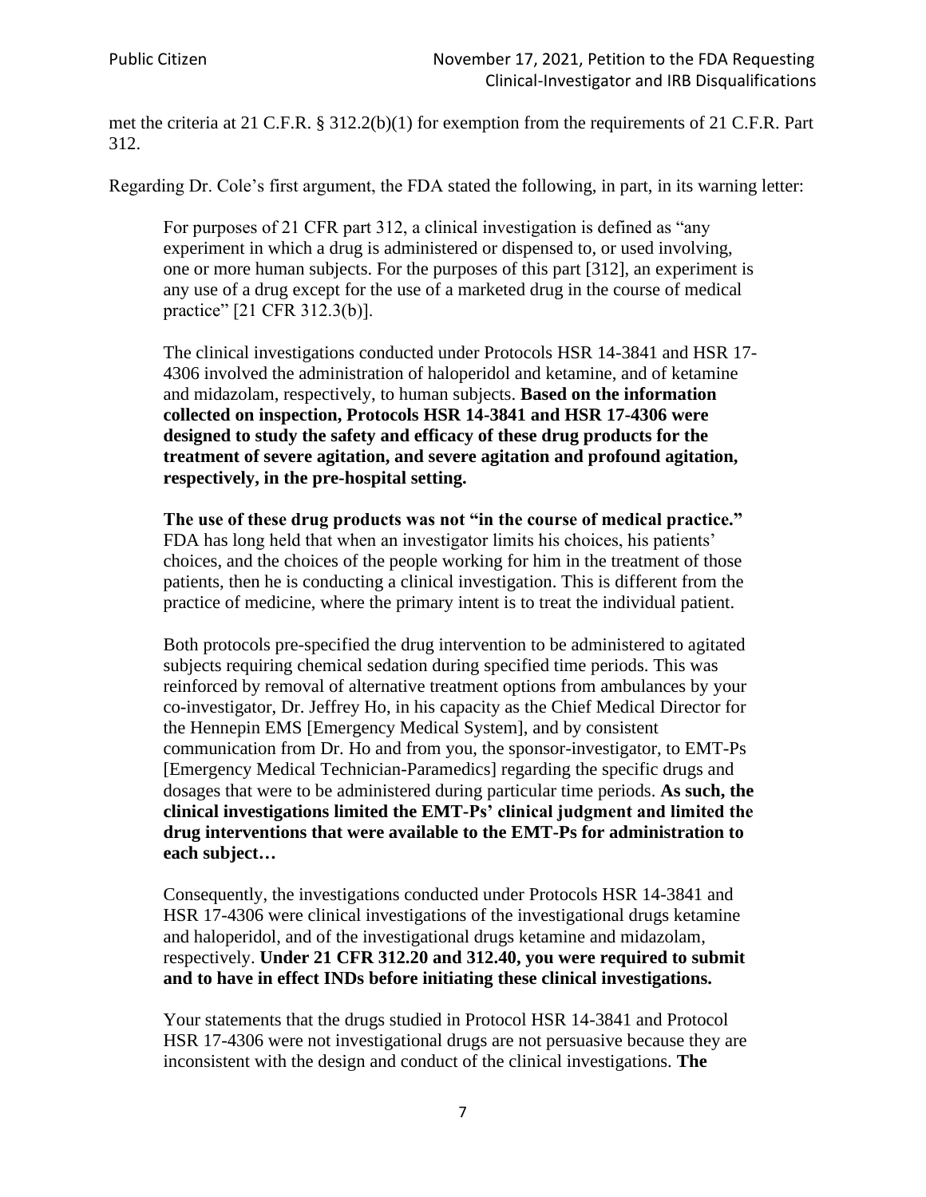met the criteria at 21 C.F.R. § 312.2(b)(1) for exemption from the requirements of 21 C.F.R. Part 312.

Regarding Dr. Cole's first argument, the FDA stated the following, in part, in its warning letter:

> For purposes of 21 CFR part 312, a clinical investigation is defined as "any experiment in which a drug is administered or dispensed to, or used involving, one or more human subjects. For the purposes of this part [312], an experiment is any use of a drug except for the use of a marketed drug in the course of medical practice" [21 CFR 312.3(b)].
>
> The clinical investigations conducted under Protocols HSR 14-3841 and HSR 17-4306 involved the administration of haloperidol and ketamine, and of ketamine and midazolam, respectively, to human subjects. **Based on the information collected on inspection, Protocols HSR 14-3841 and HSR 17-4306 were designed to study the safety and efficacy of these drug products for the treatment of severe agitation, and severe agitation and profound agitation, respectively, in the pre-hospital setting.**
>
> **The use of these drug products was not "in the course of medical practice."** FDA has long held that when an investigator limits his choices, his patients' choices, and the choices of the people working for him in the treatment of those patients, then he is conducting a clinical investigation. This is different from the practice of medicine, where the primary intent is to treat the individual patient.
>
> Both protocols pre-specified the drug intervention to be administered to agitated subjects requiring chemical sedation during specified time periods. This was reinforced by removal of alternative treatment options from ambulances by your co-investigator, Dr. Jeffrey Ho, in his capacity as the Chief Medical Director for the Hennepin EMS [Emergency Medical System], and by consistent communication from Dr. Ho and from you, the sponsor-investigator, to EMT-Ps [Emergency Medical Technician-Paramedics] regarding the specific drugs and dosages that were to be administered during particular time periods. **As such, the clinical investigations limited the EMT-Ps' clinical judgment and limited the drug interventions that were available to the EMT-Ps for administration to each subject…**
>
> Consequently, the investigations conducted under Protocols HSR 14-3841 and HSR 17-4306 were clinical investigations of the investigational drugs ketamine and haloperidol, and of the investigational drugs ketamine and midazolam, respectively. **Under 21 CFR 312.20 and 312.40, you were required to submit and to have in effect INDs before initiating these clinical investigations.**
>
> Your statements that the drugs studied in Protocol HSR 14-3841 and Protocol HSR 17-4306 were not investigational drugs are not persuasive because they are inconsistent with the design and conduct of the clinical investigations. **The**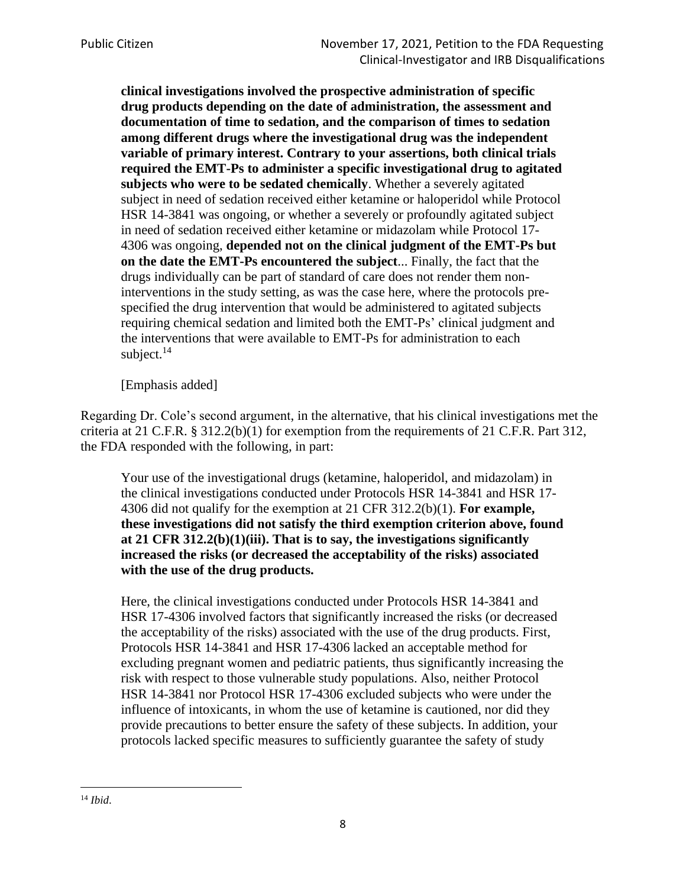> **clinical investigations involved the prospective administration of specific drug products depending on the date of administration, the assessment and documentation of time to sedation, and the comparison of times to sedation among different drugs where the investigational drug was the independent variable of primary interest. Contrary to your assertions, both clinical trials required the EMT-Ps to administer a specific investigational drug to agitated subjects who were to be sedated chemically**. Whether a severely agitated subject in need of sedation received either ketamine or haloperidol while Protocol HSR 14-3841 was ongoing, or whether a severely or profoundly agitated subject in need of sedation received either ketamine or midazolam while Protocol 17-4306 was ongoing, **depended not on the clinical judgment of the EMT-Ps but on the date the EMT-Ps encountered the subject**... Finally, the fact that the drugs individually can be part of standard of care does not render them non-interventions in the study setting, as was the case here, where the protocols pre-specified the drug intervention that would be administered to agitated subjects requiring chemical sedation and limited both the EMT-Ps' clinical judgment and the interventions that were available to EMT-Ps for administration to each subject.[14]
>
> [Emphasis added]

Regarding Dr. Cole's second argument, in the alternative, that his clinical investigations met the criteria at 21 C.F.R. § 312.2(b)(1) for exemption from the requirements of 21 C.F.R. Part 312, the FDA responded with the following, in part:

> Your use of the investigational drugs (ketamine, haloperidol, and midazolam) in the clinical investigations conducted under Protocols HSR 14-3841 and HSR 17-4306 did not qualify for the exemption at 21 CFR 312.2(b)(1). **For example, these investigations did not satisfy the third exemption criterion above, found at 21 CFR 312.2(b)(1)(iii). That is to say, the investigations significantly increased the risks (or decreased the acceptability of the risks) associated with the use of the drug products.**
>
> Here, the clinical investigations conducted under Protocols HSR 14-3841 and HSR 17-4306 involved factors that significantly increased the risks (or decreased the acceptability of the risks) associated with the use of the drug products. First, Protocols HSR 14-3841 and HSR 17-4306 lacked an acceptable method for excluding pregnant women and pediatric patients, thus significantly increasing the risk with respect to those vulnerable study populations. Also, neither Protocol HSR 14-3841 nor Protocol HSR 17-4306 excluded subjects who were under the influence of intoxicants, in whom the use of ketamine is cautioned, nor did they provide precautions to better ensure the safety of these subjects. In addition, your protocols lacked specific measures to sufficiently guarantee the safety of study

[14] *Ibid*.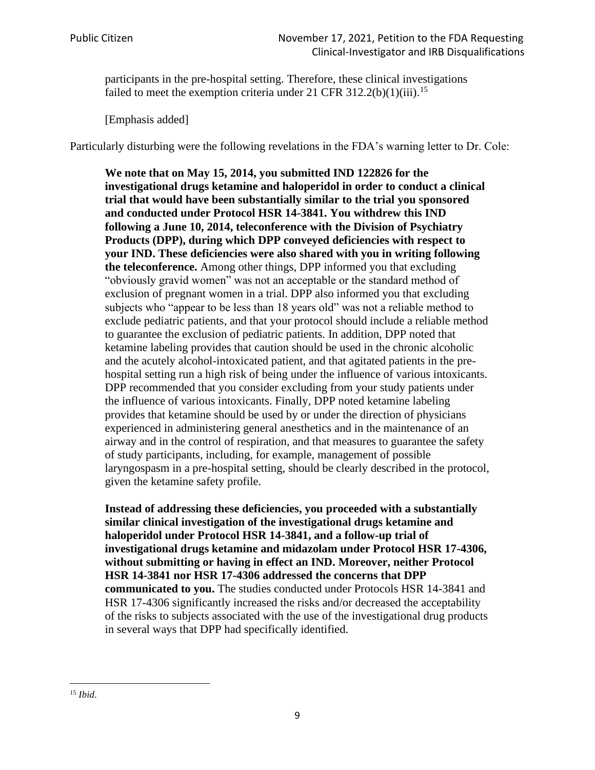> participants in the pre-hospital setting. Therefore, these clinical investigations failed to meet the exemption criteria under 21 CFR 312.2(b)(1)(iii).[15]
>
> [Emphasis added]

Particularly disturbing were the following revelations in the FDA's warning letter to Dr. Cole:

> **We note that on May 15, 2014, you submitted IND 122826 for the investigational drugs ketamine and haloperidol in order to conduct a clinical trial that would have been substantially similar to the trial you sponsored and conducted under Protocol HSR 14-3841. You withdrew this IND following a June 10, 2014, teleconference with the Division of Psychiatry Products (DPP), during which DPP conveyed deficiencies with respect to your IND. These deficiencies were also shared with you in writing following the teleconference.** Among other things, DPP informed you that excluding "obviously gravid women" was not an acceptable or the standard method of exclusion of pregnant women in a trial. DPP also informed you that excluding subjects who "appear to be less than 18 years old" was not a reliable method to exclude pediatric patients, and that your protocol should include a reliable method to guarantee the exclusion of pediatric patients. In addition, DPP noted that ketamine labeling provides that caution should be used in the chronic alcoholic and the acutely alcohol-intoxicated patient, and that agitated patients in the pre-hospital setting run a high risk of being under the influence of various intoxicants. DPP recommended that you consider excluding from your study patients under the influence of various intoxicants. Finally, DPP noted ketamine labeling provides that ketamine should be used by or under the direction of physicians experienced in administering general anesthetics and in the maintenance of an airway and in the control of respiration, and that measures to guarantee the safety of study participants, including, for example, management of possible laryngospasm in a pre-hospital setting, should be clearly described in the protocol, given the ketamine safety profile.
>
> **Instead of addressing these deficiencies, you proceeded with a substantially similar clinical investigation of the investigational drugs ketamine and haloperidol under Protocol HSR 14-3841, and a follow-up trial of investigational drugs ketamine and midazolam under Protocol HSR 17-4306, without submitting or having in effect an IND. Moreover, neither Protocol HSR 14-3841 nor HSR 17-4306 addressed the concerns that DPP communicated to you.** The studies conducted under Protocols HSR 14-3841 and HSR 17-4306 significantly increased the risks and/or decreased the acceptability of the risks to subjects associated with the use of the investigational drug products in several ways that DPP had specifically identified.

---

[15] *Ibid*.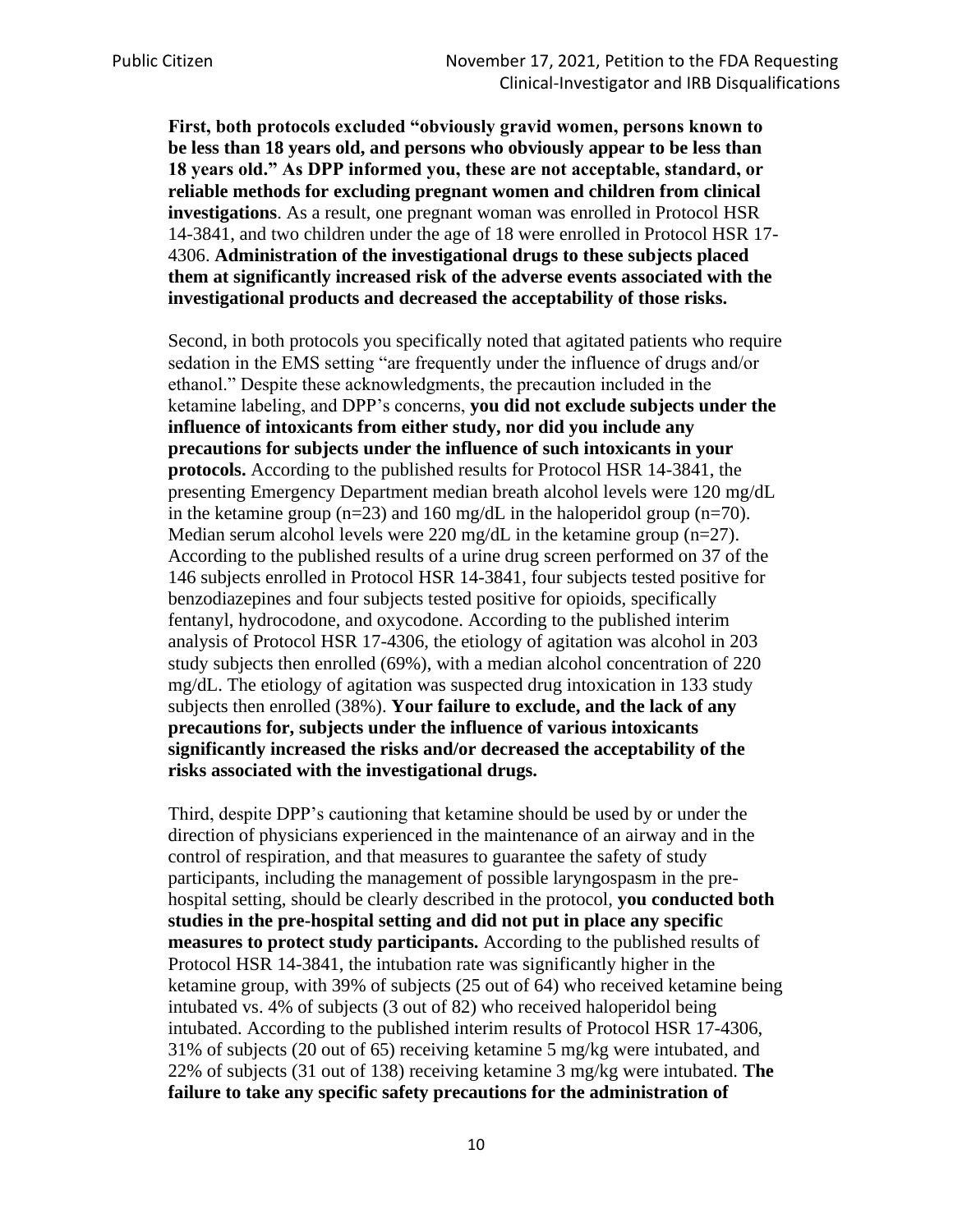**First, both protocols excluded "obviously gravid women, persons known to be less than 18 years old, and persons who obviously appear to be less than 18 years old." As DPP informed you, these are not acceptable, standard, or reliable methods for excluding pregnant women and children from clinical investigations**. As a result, one pregnant woman was enrolled in Protocol HSR 14-3841, and two children under the age of 18 were enrolled in Protocol HSR 17-4306. **Administration of the investigational drugs to these subjects placed them at significantly increased risk of the adverse events associated with the investigational products and decreased the acceptability of those risks.**

Second, in both protocols you specifically noted that agitated patients who require sedation in the EMS setting "are frequently under the influence of drugs and/or ethanol." Despite these acknowledgments, the precaution included in the ketamine labeling, and DPP's concerns, **you did not exclude subjects under the influence of intoxicants from either study, nor did you include any precautions for subjects under the influence of such intoxicants in your protocols.** According to the published results for Protocol HSR 14-3841, the presenting Emergency Department median breath alcohol levels were 120 mg/dL in the ketamine group (n=23) and 160 mg/dL in the haloperidol group (n=70). Median serum alcohol levels were 220 mg/dL in the ketamine group (n=27). According to the published results of a urine drug screen performed on 37 of the 146 subjects enrolled in Protocol HSR 14-3841, four subjects tested positive for benzodiazepines and four subjects tested positive for opioids, specifically fentanyl, hydrocodone, and oxycodone. According to the published interim analysis of Protocol HSR 17-4306, the etiology of agitation was alcohol in 203 study subjects then enrolled (69%), with a median alcohol concentration of 220 mg/dL. The etiology of agitation was suspected drug intoxication in 133 study subjects then enrolled (38%). **Your failure to exclude, and the lack of any precautions for, subjects under the influence of various intoxicants significantly increased the risks and/or decreased the acceptability of the risks associated with the investigational drugs.**

Third, despite DPP's cautioning that ketamine should be used by or under the direction of physicians experienced in the maintenance of an airway and in the control of respiration, and that measures to guarantee the safety of study participants, including the management of possible laryngospasm in the pre-hospital setting, should be clearly described in the protocol, **you conducted both studies in the pre-hospital setting and did not put in place any specific measures to protect study participants.** According to the published results of Protocol HSR 14-3841, the intubation rate was significantly higher in the ketamine group, with 39% of subjects (25 out of 64) who received ketamine being intubated vs. 4% of subjects (3 out of 82) who received haloperidol being intubated. According to the published interim results of Protocol HSR 17-4306, 31% of subjects (20 out of 65) receiving ketamine 5 mg/kg were intubated, and 22% of subjects (31 out of 138) receiving ketamine 3 mg/kg were intubated. **The failure to take any specific safety precautions for the administration of**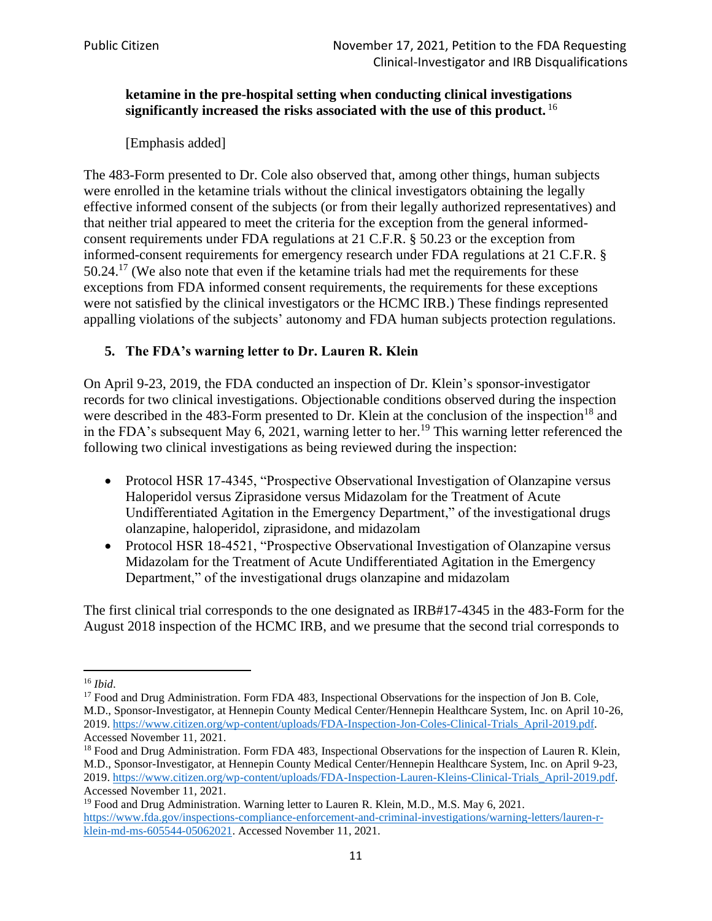**ketamine in the pre-hospital setting when conducting clinical investigations significantly increased the risks associated with the use of this product.**[16]

[Emphasis added]

The 483-Form presented to Dr. Cole also observed that, among other things, human subjects were enrolled in the ketamine trials without the clinical investigators obtaining the legally effective informed consent of the subjects (or from their legally authorized representatives) and that neither trial appeared to meet the criteria for the exception from the general informed-consent requirements under FDA regulations at 21 C.F.R. § 50.23 or the exception from informed-consent requirements for emergency research under FDA regulations at 21 C.F.R. § 50.24.[17] (We also note that even if the ketamine trials had met the requirements for these exceptions from FDA informed consent requirements, the requirements for these exceptions were not satisfied by the clinical investigators or the HCMC IRB.) These findings represented appalling violations of the subjects' autonomy and FDA human subjects protection regulations.

### 5. The FDA's warning letter to Dr. Lauren R. Klein

On April 9-23, 2019, the FDA conducted an inspection of Dr. Klein's sponsor-investigator records for two clinical investigations. Objectionable conditions observed during the inspection were described in the 483-Form presented to Dr. Klein at the conclusion of the inspection[18] and in the FDA's subsequent May 6, 2021, warning letter to her.[19] This warning letter referenced the following two clinical investigations as being reviewed during the inspection:

- Protocol HSR 17-4345, "Prospective Observational Investigation of Olanzapine versus Haloperidol versus Ziprasidone versus Midazolam for the Treatment of Acute Undifferentiated Agitation in the Emergency Department," of the investigational drugs olanzapine, haloperidol, ziprasidone, and midazolam
- Protocol HSR 18-4521, "Prospective Observational Investigation of Olanzapine versus Midazolam for the Treatment of Acute Undifferentiated Agitation in the Emergency Department," of the investigational drugs olanzapine and midazolam

The first clinical trial corresponds to the one designated as IRB#17-4345 in the 483-Form for the August 2018 inspection of the HCMC IRB, and we presume that the second trial corresponds to

---

[16] *Ibid.*

[17] Food and Drug Administration. Form FDA 483, Inspectional Observations for the inspection of Jon B. Cole, M.D., Sponsor-Investigator, at Hennepin County Medical Center/Hennepin Healthcare System, Inc. on April 10-26, 2019. https://www.citizen.org/wp-content/uploads/FDA-Inspection-Jon-Coles-Clinical-Trials_April-2019.pdf. Accessed November 11, 2021.

[18] Food and Drug Administration. Form FDA 483, Inspectional Observations for the inspection of Lauren R. Klein, M.D., Sponsor-Investigator, at Hennepin County Medical Center/Hennepin Healthcare System, Inc. on April 9-23, 2019. https://www.citizen.org/wp-content/uploads/FDA-Inspection-Lauren-Kleins-Clinical-Trials_April-2019.pdf. Accessed November 11, 2021.

[19] Food and Drug Administration. Warning letter to Lauren R. Klein, M.D., M.S. May 6, 2021. https://www.fda.gov/inspections-compliance-enforcement-and-criminal-investigations/warning-letters/lauren-r-klein-md-ms-605544-05062021. Accessed November 11, 2021.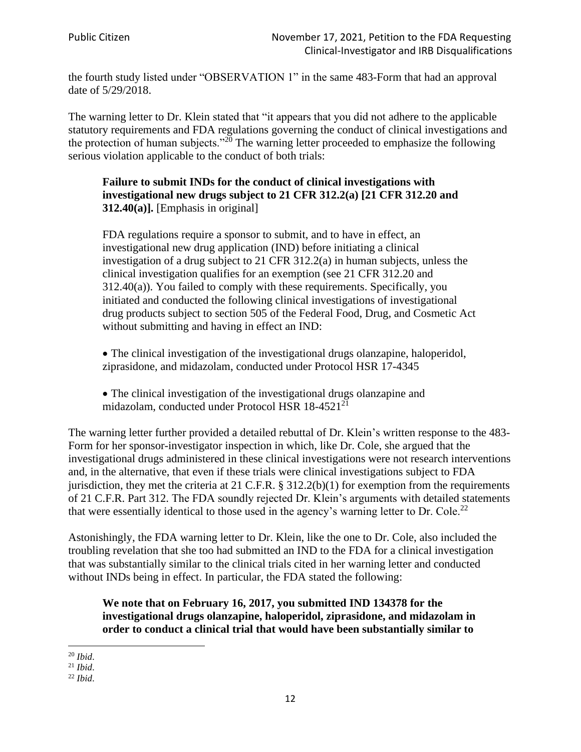the fourth study listed under "OBSERVATION 1" in the same 483-Form that had an approval date of 5/29/2018.

The warning letter to Dr. Klein stated that "it appears that you did not adhere to the applicable statutory requirements and FDA regulations governing the conduct of clinical investigations and the protection of human subjects."[20] The warning letter proceeded to emphasize the following serious violation applicable to the conduct of both trials:

> **Failure to submit INDs for the conduct of clinical investigations with investigational new drugs subject to 21 CFR 312.2(a) [21 CFR 312.20 and 312.40(a)].** [Emphasis in original]
>
> FDA regulations require a sponsor to submit, and to have in effect, an investigational new drug application (IND) before initiating a clinical investigation of a drug subject to 21 CFR 312.2(a) in human subjects, unless the clinical investigation qualifies for an exemption (see 21 CFR 312.20 and 312.40(a)). You failed to comply with these requirements. Specifically, you initiated and conducted the following clinical investigations of investigational drug products subject to section 505 of the Federal Food, Drug, and Cosmetic Act without submitting and having in effect an IND:
>
> - The clinical investigation of the investigational drugs olanzapine, haloperidol, ziprasidone, and midazolam, conducted under Protocol HSR 17-4345
>
> - The clinical investigation of the investigational drugs olanzapine and midazolam, conducted under Protocol HSR 18-4521[21]

The warning letter further provided a detailed rebuttal of Dr. Klein's written response to the 483-Form for her sponsor-investigator inspection in which, like Dr. Cole, she argued that the investigational drugs administered in these clinical investigations were not research interventions and, in the alternative, that even if these trials were clinical investigations subject to FDA jurisdiction, they met the criteria at 21 C.F.R. § 312.2(b)(1) for exemption from the requirements of 21 C.F.R. Part 312. The FDA soundly rejected Dr. Klein's arguments with detailed statements that were essentially identical to those used in the agency's warning letter to Dr. Cole.[22]

Astonishingly, the FDA warning letter to Dr. Klein, like the one to Dr. Cole, also included the troubling revelation that she too had submitted an IND to the FDA for a clinical investigation that was substantially similar to the clinical trials cited in her warning letter and conducted without INDs being in effect. In particular, the FDA stated the following:

> **We note that on February 16, 2017, you submitted IND 134378 for the investigational drugs olanzapine, haloperidol, ziprasidone, and midazolam in order to conduct a clinical trial that would have been substantially similar to**

---

[20] *Ibid*.

[21] *Ibid*.

[22] *Ibid*.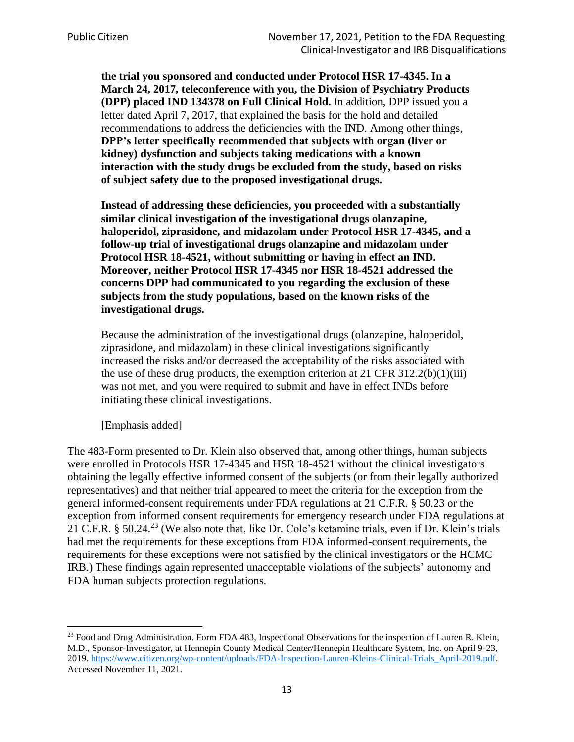> **the trial you sponsored and conducted under Protocol HSR 17-4345. In a March 24, 2017, teleconference with you, the Division of Psychiatry Products (DPP) placed IND 134378 on Full Clinical Hold.** In addition, DPP issued you a letter dated April 7, 2017, that explained the basis for the hold and detailed recommendations to address the deficiencies with the IND. Among other things, **DPP's letter specifically recommended that subjects with organ (liver or kidney) dysfunction and subjects taking medications with a known interaction with the study drugs be excluded from the study, based on risks of subject safety due to the proposed investigational drugs.**
>
> **Instead of addressing these deficiencies, you proceeded with a substantially similar clinical investigation of the investigational drugs olanzapine, haloperidol, ziprasidone, and midazolam under Protocol HSR 17-4345, and a follow-up trial of investigational drugs olanzapine and midazolam under Protocol HSR 18-4521, without submitting or having in effect an IND. Moreover, neither Protocol HSR 17-4345 nor HSR 18-4521 addressed the concerns DPP had communicated to you regarding the exclusion of these subjects from the study populations, based on the known risks of the investigational drugs.**
>
> Because the administration of the investigational drugs (olanzapine, haloperidol, ziprasidone, and midazolam) in these clinical investigations significantly increased the risks and/or decreased the acceptability of the risks associated with the use of these drug products, the exemption criterion at 21 CFR 312.2(b)(1)(iii) was not met, and you were required to submit and have in effect INDs before initiating these clinical investigations.
>
> [Emphasis added]

The 483-Form presented to Dr. Klein also observed that, among other things, human subjects were enrolled in Protocols HSR 17-4345 and HSR 18-4521 without the clinical investigators obtaining the legally effective informed consent of the subjects (or from their legally authorized representatives) and that neither trial appeared to meet the criteria for the exception from the general informed-consent requirements under FDA regulations at 21 C.F.R. § 50.23 or the exception from informed consent requirements for emergency research under FDA regulations at 21 C.F.R. § 50.24.[23] (We also note that, like Dr. Cole's ketamine trials, even if Dr. Klein's trials had met the requirements for these exceptions from FDA informed-consent requirements, the requirements for these exceptions were not satisfied by the clinical investigators or the HCMC IRB.) These findings again represented unacceptable violations of the subjects' autonomy and FDA human subjects protection regulations.

---

[23] Food and Drug Administration. Form FDA 483, Inspectional Observations for the inspection of Lauren R. Klein, M.D., Sponsor-Investigator, at Hennepin County Medical Center/Hennepin Healthcare System, Inc. on April 9-23, 2019. https://www.citizen.org/wp-content/uploads/FDA-Inspection-Lauren-Kleins-Clinical-Trials_April-2019.pdf. Accessed November 11, 2021.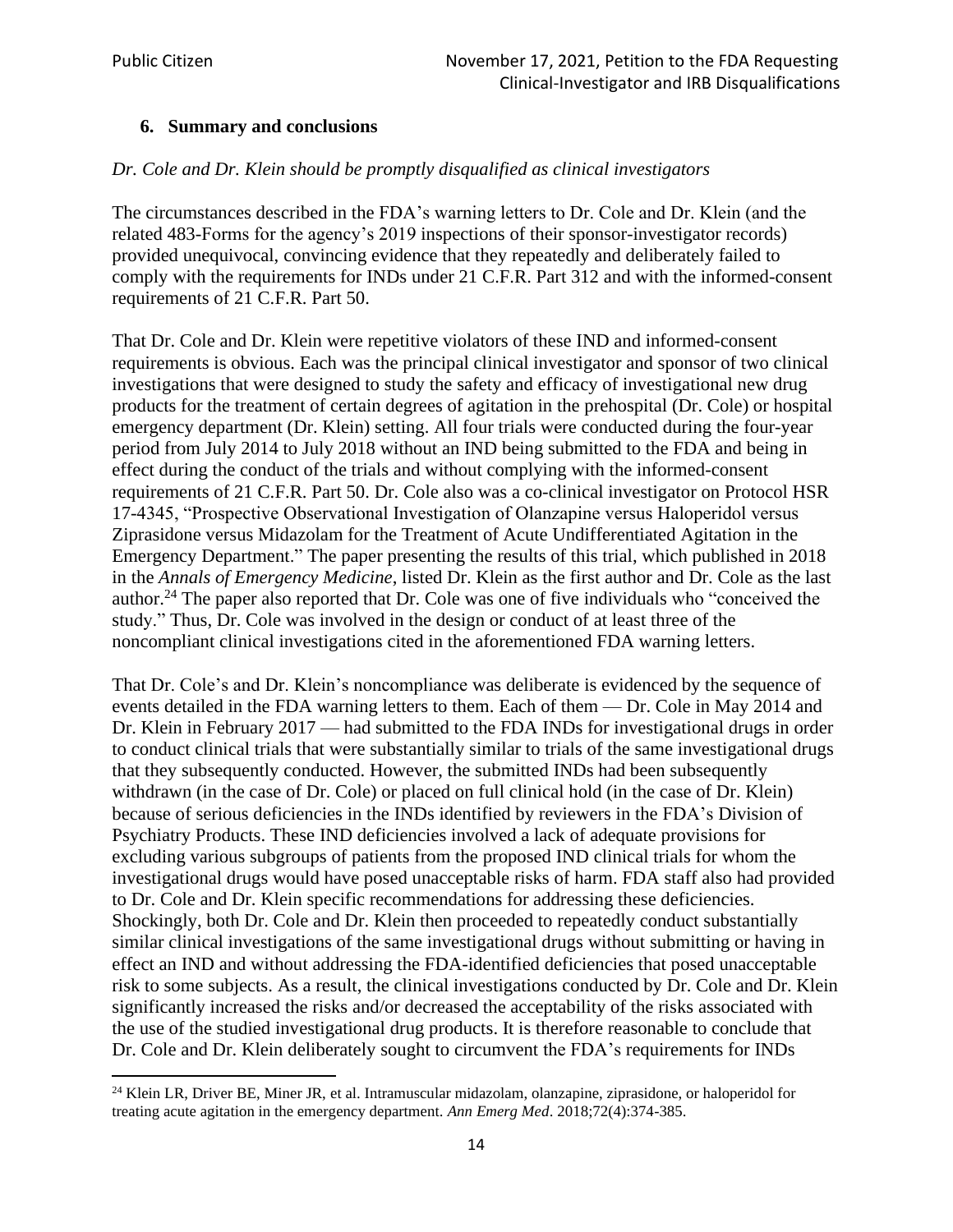## 6. Summary and conclusions

*Dr. Cole and Dr. Klein should be promptly disqualified as clinical investigators*

The circumstances described in the FDA's warning letters to Dr. Cole and Dr. Klein (and the related 483-Forms for the agency's 2019 inspections of their sponsor-investigator records) provided unequivocal, convincing evidence that they repeatedly and deliberately failed to comply with the requirements for INDs under 21 C.F.R. Part 312 and with the informed-consent requirements of 21 C.F.R. Part 50.

That Dr. Cole and Dr. Klein were repetitive violators of these IND and informed-consent requirements is obvious. Each was the principal clinical investigator and sponsor of two clinical investigations that were designed to study the safety and efficacy of investigational new drug products for the treatment of certain degrees of agitation in the prehospital (Dr. Cole) or hospital emergency department (Dr. Klein) setting. All four trials were conducted during the four-year period from July 2014 to July 2018 without an IND being submitted to the FDA and being in effect during the conduct of the trials and without complying with the informed-consent requirements of 21 C.F.R. Part 50. Dr. Cole also was a co-clinical investigator on Protocol HSR 17-4345, "Prospective Observational Investigation of Olanzapine versus Haloperidol versus Ziprasidone versus Midazolam for the Treatment of Acute Undifferentiated Agitation in the Emergency Department." The paper presenting the results of this trial, which published in 2018 in the *Annals of Emergency Medicine*, listed Dr. Klein as the first author and Dr. Cole as the last author.[24] The paper also reported that Dr. Cole was one of five individuals who "conceived the study." Thus, Dr. Cole was involved in the design or conduct of at least three of the noncompliant clinical investigations cited in the aforementioned FDA warning letters.

That Dr. Cole's and Dr. Klein's noncompliance was deliberate is evidenced by the sequence of events detailed in the FDA warning letters to them. Each of them — Dr. Cole in May 2014 and Dr. Klein in February 2017 — had submitted to the FDA INDs for investigational drugs in order to conduct clinical trials that were substantially similar to trials of the same investigational drugs that they subsequently conducted. However, the submitted INDs had been subsequently withdrawn (in the case of Dr. Cole) or placed on full clinical hold (in the case of Dr. Klein) because of serious deficiencies in the INDs identified by reviewers in the FDA's Division of Psychiatry Products. These IND deficiencies involved a lack of adequate provisions for excluding various subgroups of patients from the proposed IND clinical trials for whom the investigational drugs would have posed unacceptable risks of harm. FDA staff also had provided to Dr. Cole and Dr. Klein specific recommendations for addressing these deficiencies. Shockingly, both Dr. Cole and Dr. Klein then proceeded to repeatedly conduct substantially similar clinical investigations of the same investigational drugs without submitting or having in effect an IND and without addressing the FDA-identified deficiencies that posed unacceptable risk to some subjects. As a result, the clinical investigations conducted by Dr. Cole and Dr. Klein significantly increased the risks and/or decreased the acceptability of the risks associated with the use of the studied investigational drug products. It is therefore reasonable to conclude that Dr. Cole and Dr. Klein deliberately sought to circumvent the FDA's requirements for INDs

[24] Klein LR, Driver BE, Miner JR, et al. Intramuscular midazolam, olanzapine, ziprasidone, or haloperidol for treating acute agitation in the emergency department. *Ann Emerg Med*. 2018;72(4):374-385.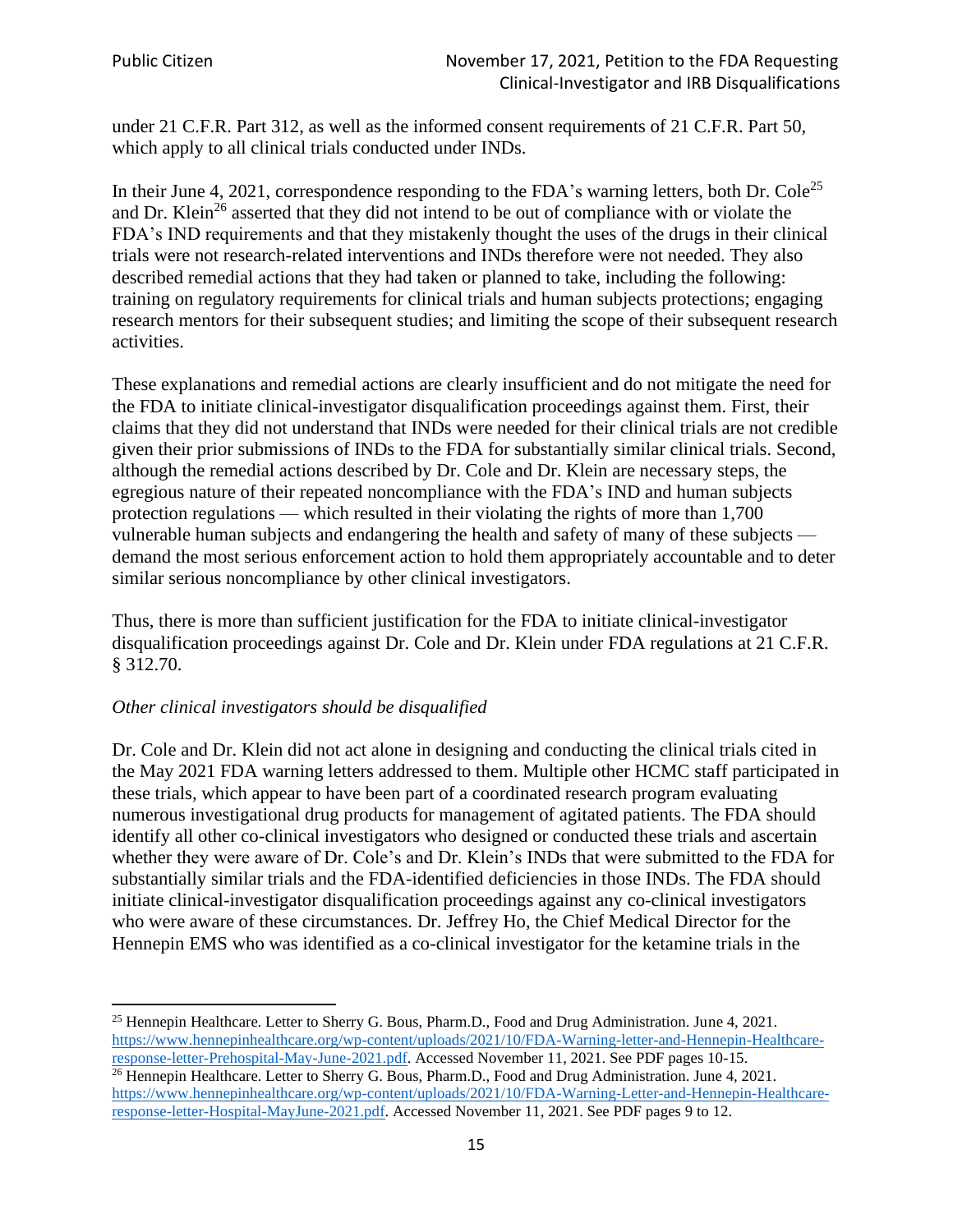under 21 C.F.R. Part 312, as well as the informed consent requirements of 21 C.F.R. Part 50, which apply to all clinical trials conducted under INDs.

In their June 4, 2021, correspondence responding to the FDA's warning letters, both Dr. Cole[25] and Dr. Klein[26] asserted that they did not intend to be out of compliance with or violate the FDA's IND requirements and that they mistakenly thought the uses of the drugs in their clinical trials were not research-related interventions and INDs therefore were not needed. They also described remedial actions that they had taken or planned to take, including the following: training on regulatory requirements for clinical trials and human subjects protections; engaging research mentors for their subsequent studies; and limiting the scope of their subsequent research activities.

These explanations and remedial actions are clearly insufficient and do not mitigate the need for the FDA to initiate clinical-investigator disqualification proceedings against them. First, their claims that they did not understand that INDs were needed for their clinical trials are not credible given their prior submissions of INDs to the FDA for substantially similar clinical trials. Second, although the remedial actions described by Dr. Cole and Dr. Klein are necessary steps, the egregious nature of their repeated noncompliance with the FDA's IND and human subjects protection regulations — which resulted in their violating the rights of more than 1,700 vulnerable human subjects and endangering the health and safety of many of these subjects — demand the most serious enforcement action to hold them appropriately accountable and to deter similar serious noncompliance by other clinical investigators.

Thus, there is more than sufficient justification for the FDA to initiate clinical-investigator disqualification proceedings against Dr. Cole and Dr. Klein under FDA regulations at 21 C.F.R. § 312.70.

*Other clinical investigators should be disqualified*

Dr. Cole and Dr. Klein did not act alone in designing and conducting the clinical trials cited in the May 2021 FDA warning letters addressed to them. Multiple other HCMC staff participated in these trials, which appear to have been part of a coordinated research program evaluating numerous investigational drug products for management of agitated patients. The FDA should identify all other co-clinical investigators who designed or conducted these trials and ascertain whether they were aware of Dr. Cole's and Dr. Klein's INDs that were submitted to the FDA for substantially similar trials and the FDA-identified deficiencies in those INDs. The FDA should initiate clinical-investigator disqualification proceedings against any co-clinical investigators who were aware of these circumstances. Dr. Jeffrey Ho, the Chief Medical Director for the Hennepin EMS who was identified as a co-clinical investigator for the ketamine trials in the

---

[25] Hennepin Healthcare. Letter to Sherry G. Bous, Pharm.D., Food and Drug Administration. June 4, 2021. https://www.hennepinhealthcare.org/wp-content/uploads/2021/10/FDA-Warning-letter-and-Hennepin-Healthcare-response-letter-Prehospital-May-June-2021.pdf. Accessed November 11, 2021. See PDF pages 10-15.

[26] Hennepin Healthcare. Letter to Sherry G. Bous, Pharm.D., Food and Drug Administration. June 4, 2021. https://www.hennepinhealthcare.org/wp-content/uploads/2021/10/FDA-Warning-Letter-and-Hennepin-Healthcare-response-letter-Hospital-MayJune-2021.pdf. Accessed November 11, 2021. See PDF pages 9 to 12.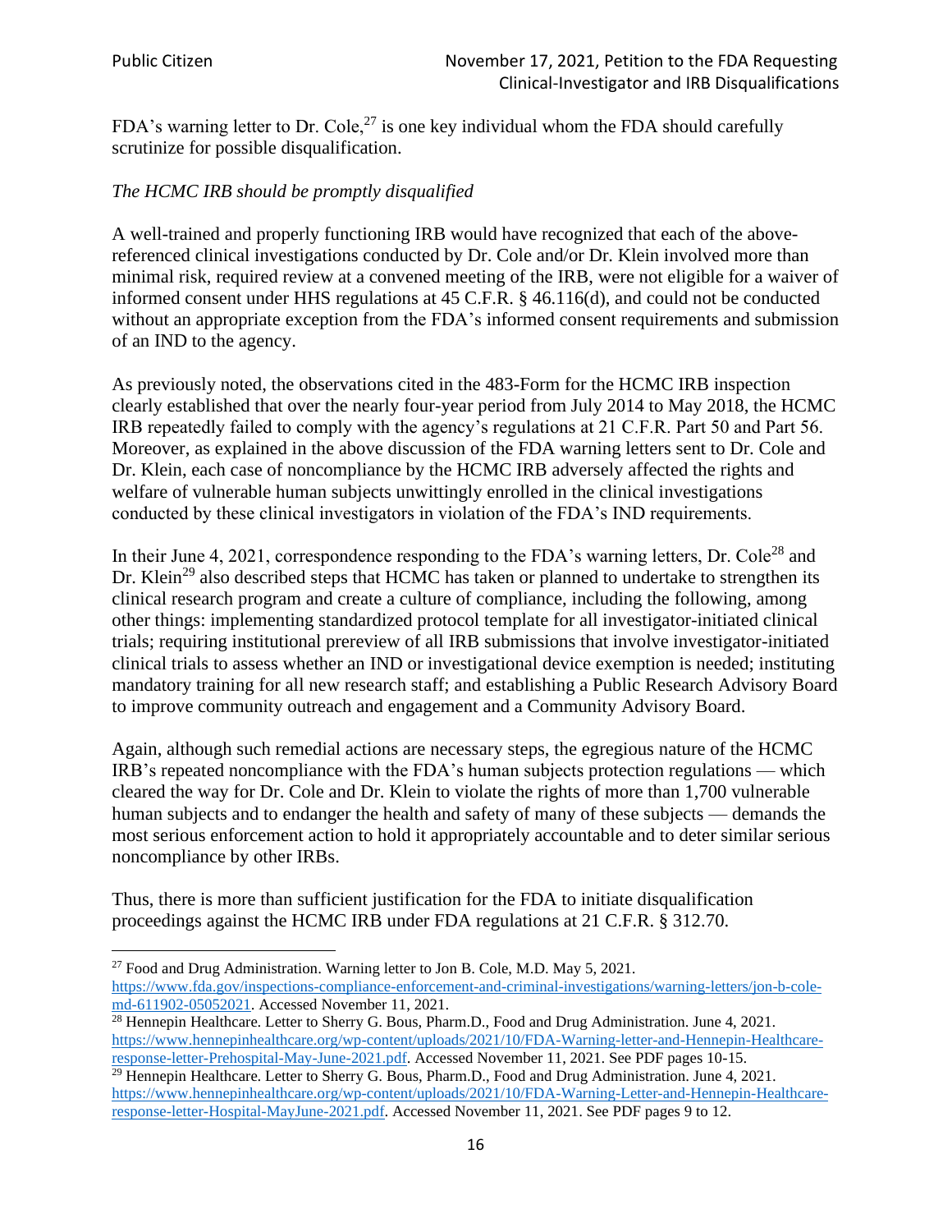FDA's warning letter to Dr. Cole,[27] is one key individual whom the FDA should carefully scrutinize for possible disqualification.

*The HCMC IRB should be promptly disqualified*

A well-trained and properly functioning IRB would have recognized that each of the above-referenced clinical investigations conducted by Dr. Cole and/or Dr. Klein involved more than minimal risk, required review at a convened meeting of the IRB, were not eligible for a waiver of informed consent under HHS regulations at 45 C.F.R. § 46.116(d), and could not be conducted without an appropriate exception from the FDA's informed consent requirements and submission of an IND to the agency.

As previously noted, the observations cited in the 483-Form for the HCMC IRB inspection clearly established that over the nearly four-year period from July 2014 to May 2018, the HCMC IRB repeatedly failed to comply with the agency's regulations at 21 C.F.R. Part 50 and Part 56. Moreover, as explained in the above discussion of the FDA warning letters sent to Dr. Cole and Dr. Klein, each case of noncompliance by the HCMC IRB adversely affected the rights and welfare of vulnerable human subjects unwittingly enrolled in the clinical investigations conducted by these clinical investigators in violation of the FDA's IND requirements.

In their June 4, 2021, correspondence responding to the FDA's warning letters, Dr. Cole[28] and Dr. Klein[29] also described steps that HCMC has taken or planned to undertake to strengthen its clinical research program and create a culture of compliance, including the following, among other things: implementing standardized protocol template for all investigator-initiated clinical trials; requiring institutional prereview of all IRB submissions that involve investigator-initiated clinical trials to assess whether an IND or investigational device exemption is needed; instituting mandatory training for all new research staff; and establishing a Public Research Advisory Board to improve community outreach and engagement and a Community Advisory Board.

Again, although such remedial actions are necessary steps, the egregious nature of the HCMC IRB's repeated noncompliance with the FDA's human subjects protection regulations — which cleared the way for Dr. Cole and Dr. Klein to violate the rights of more than 1,700 vulnerable human subjects and to endanger the health and safety of many of these subjects — demands the most serious enforcement action to hold it appropriately accountable and to deter similar serious noncompliance by other IRBs.

Thus, there is more than sufficient justification for the FDA to initiate disqualification proceedings against the HCMC IRB under FDA regulations at 21 C.F.R. § 312.70.

---

[27] Food and Drug Administration. Warning letter to Jon B. Cole, M.D. May 5, 2021. https://www.fda.gov/inspections-compliance-enforcement-and-criminal-investigations/warning-letters/jon-b-cole-md-611902-05052021. Accessed November 11, 2021.

[28] Hennepin Healthcare. Letter to Sherry G. Bous, Pharm.D., Food and Drug Administration. June 4, 2021. https://www.hennepinhealthcare.org/wp-content/uploads/2021/10/FDA-Warning-letter-and-Hennepin-Healthcare-response-letter-Prehospital-May-June-2021.pdf. Accessed November 11, 2021. See PDF pages 10-15.

[29] Hennepin Healthcare. Letter to Sherry G. Bous, Pharm.D., Food and Drug Administration. June 4, 2021. https://www.hennepinhealthcare.org/wp-content/uploads/2021/10/FDA-Warning-Letter-and-Hennepin-Healthcare-response-letter-Hospital-MayJune-2021.pdf. Accessed November 11, 2021. See PDF pages 9 to 12.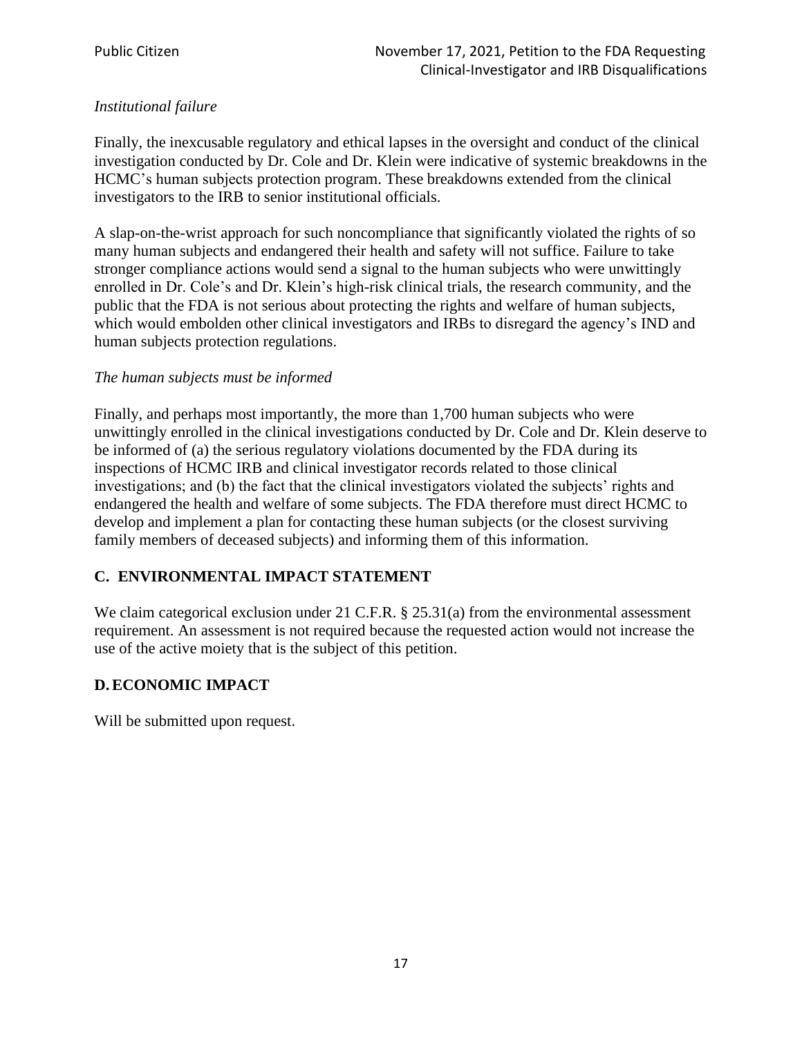*Institutional failure*

Finally, the inexcusable regulatory and ethical lapses in the oversight and conduct of the clinical investigation conducted by Dr. Cole and Dr. Klein were indicative of systemic breakdowns in the HCMC's human subjects protection program. These breakdowns extended from the clinical investigators to the IRB to senior institutional officials.

A slap-on-the-wrist approach for such noncompliance that significantly violated the rights of so many human subjects and endangered their health and safety will not suffice. Failure to take stronger compliance actions would send a signal to the human subjects who were unwittingly enrolled in Dr. Cole's and Dr. Klein's high-risk clinical trials, the research community, and the public that the FDA is not serious about protecting the rights and welfare of human subjects, which would embolden other clinical investigators and IRBs to disregard the agency's IND and human subjects protection regulations.

*The human subjects must be informed*

Finally, and perhaps most importantly, the more than 1,700 human subjects who were unwittingly enrolled in the clinical investigations conducted by Dr. Cole and Dr. Klein deserve to be informed of (a) the serious regulatory violations documented by the FDA during its inspections of HCMC IRB and clinical investigator records related to those clinical investigations; and (b) the fact that the clinical investigators violated the subjects' rights and endangered the health and welfare of some subjects. The FDA therefore must direct HCMC to develop and implement a plan for contacting these human subjects (or the closest surviving family members of deceased subjects) and informing them of this information.

## C. ENVIRONMENTAL IMPACT STATEMENT

We claim categorical exclusion under 21 C.F.R. § 25.31(a) from the environmental assessment requirement. An assessment is not required because the requested action would not increase the use of the active moiety that is the subject of this petition.

## D. ECONOMIC IMPACT

Will be submitted upon request.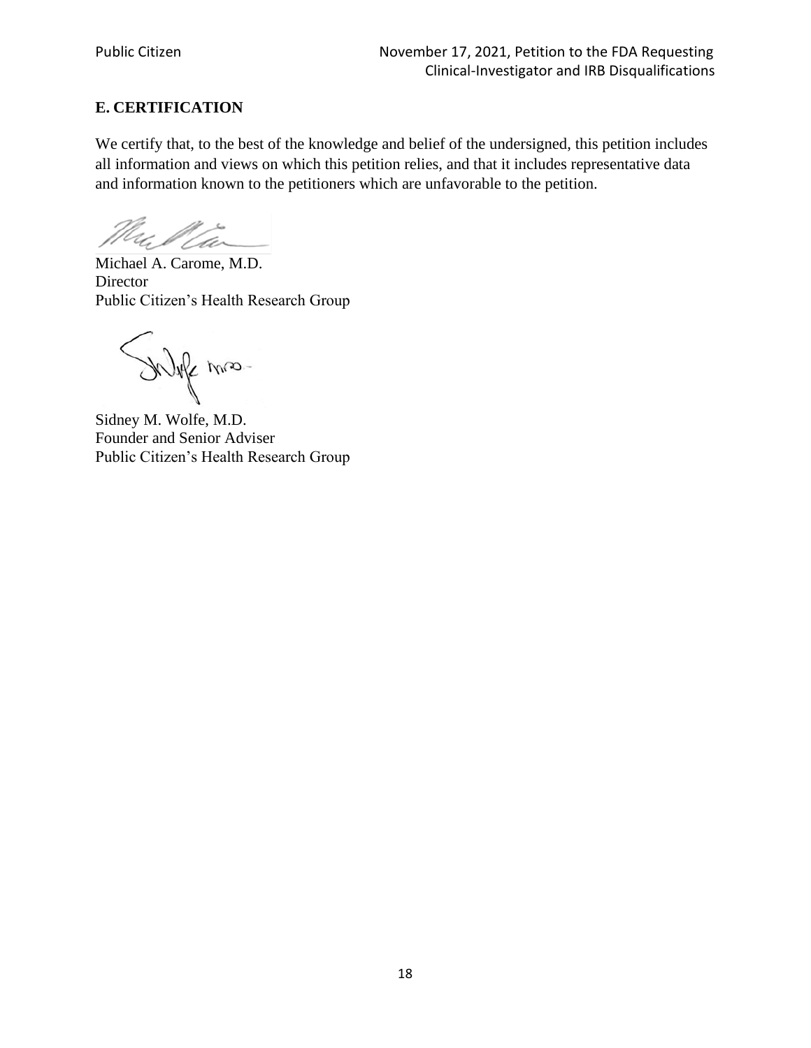## E. CERTIFICATION

We certify that, to the best of the knowledge and belief of the undersigned, this petition includes all information and views on which this petition relies, and that it includes representative data and information known to the petitioners which are unfavorable to the petition.

Michael A. Carome, M.D.
Director
Public Citizen's Health Research Group

Sidney M. Wolfe, M.D.
Founder and Senior Adviser
Public Citizen's Health Research Group